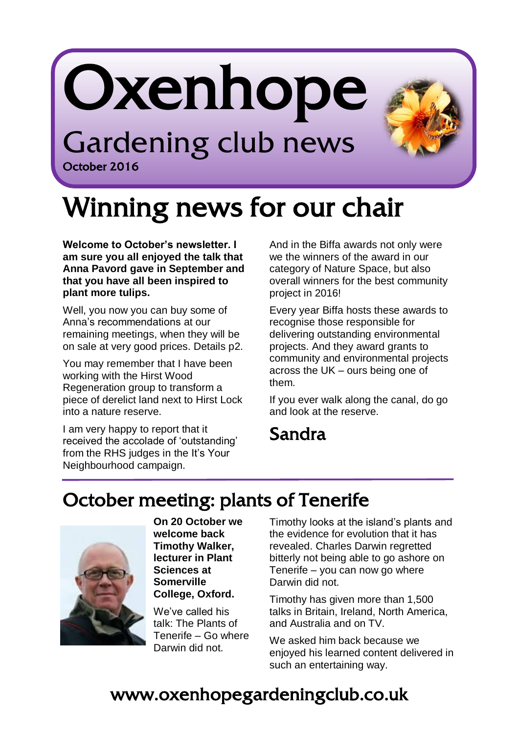# Oxenhope

## Gardening club news

October 2016

# Winning news for our chair

**Welcome to October's newsletter. I am sure you all enjoyed the talk that Anna Pavord gave in September and that you have all been inspired to plant more tulips.**

Well, you now you can buy some of Anna's recommendations at our remaining meetings, when they will be on sale at very good prices. Details p2.

You may remember that I have been working with the Hirst Wood Regeneration group to transform a piece of derelict land next to Hirst Lock into a nature reserve.

I am very happy to report that it received the accolade of 'outstanding' from the RHS judges in the It's Your Neighbourhood campaign.

And in the Biffa awards not only were we the winners of the award in our category of Nature Space, but also overall winners for the best community project in 2016!

Every year Biffa hosts these awards to recognise those responsible for delivering outstanding environmental projects. And they award grants to community and environmental projects across the UK – ours being one of them.

If you ever walk along the canal, do go and look at the reserve.

Sandra

## October meeting: plants of Tenerife

**On 20 October we welcome back Timothy Walker, lecturer in Plant Sciences at Somerville College, Oxford.**

We've called his talk: The Plants of Tenerife – Go where Darwin did not.

Timothy looks at the island's plants and the evidence for evolution that it has revealed. Charles Darwin regretted bitterly not being able to go ashore on Tenerife – you can now go where Darwin did not.

Timothy has given more than 1,500 talks in Britain, Ireland, North America, and Australia and on TV.

We asked him back because we enjoyed his learned content delivered in such an entertaining way.

www.oxenhopegardeningclub.co.uk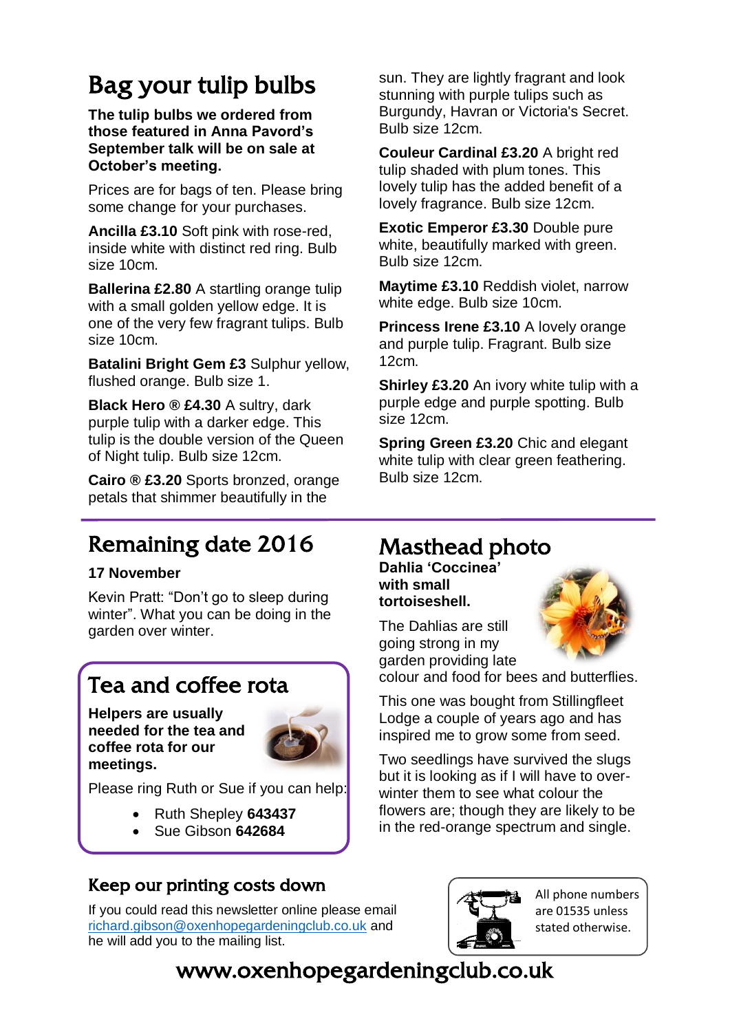# Bag your tulip bulbs

**The tulip bulbs we ordered from those featured in Anna Pavord's September talk will be on sale at October's meeting.**

Prices are for bags of ten. Please bring some change for your purchases.

**Ancilla £3.10** Soft pink with rose-red, inside white with distinct red ring. Bulb size 10cm.

**Ballerina £2.80** A startling orange tulip with a small golden yellow edge. It is one of the very few fragrant tulips. Bulb size 10cm.

**Batalini Bright Gem £3** Sulphur yellow, flushed orange. Bulb size 1.

**Black Hero ® £4.30** A sultry, dark purple tulip with a darker edge. This tulip is the double version of the Queen of Night tulip. Bulb size 12cm.

**Cairo ® £3.20** Sports bronzed, orange petals that shimmer beautifully in the sun. They are lightly fragrant and look stunning with purple tulips such as Burgundy, Havran or Victoria's Secret. Bulb size 12cm.

**Couleur Cardinal £3.20** A bright red tulip shaded with plum tones. This lovely tulip has the added benefit of a lovely fragrance. Bulb size 12cm.

**Exotic Emperor £3.30** Double pure white, beautifully marked with green. Bulb size 12cm.

**Maytime £3.10** Reddish violet, narrow white edge. Bulb size 10cm.

**Princess Irene £3.10** A lovely orange and purple tulip. Fragrant. Bulb size 12cm.

**Shirley £3.20** An ivory white tulip with a purple edge and purple spotting. Bulb size 12cm.

**Spring Green £3.20** Chic and elegant white tulip with clear green feathering. Bulb size 12cm.

# Remaining date 2016

**17 November**

Kevin Pratt: "Don't go to sleep during winter". What you can be doing in the garden over winter.

# Tea and coffee rota

**Helpers are usually needed for the tea and coffee rota for our meetings.**

Please ring Ruth or Sue if you can help:

- Ruth Shepley **643437**
- Sue Gibson **642684**

# Masthead photo

**Dahlia 'Coccinea' with small tortoiseshell.**

The Dahlias are still going strong in my garden providing late colour and food for bees and butterflies.

This one was bought from Stillingfleet Lodge a couple of years ago and has inspired me to grow some from seed.

Two seedlings have survived the slugs but it is looking as if I will have to over-winter them to see what colour the flowers are; though they are likely to be in the red-orange spectrum and single.

## Keep our printing costs down

If you could read this newsletter online please email richard.gibson@oxenhopegardeningclub.co.uk and he will add you to the mailing list.

All phone numbers are 01535 unless stated otherwise.

www.oxenhopegardeningclub.co.uk